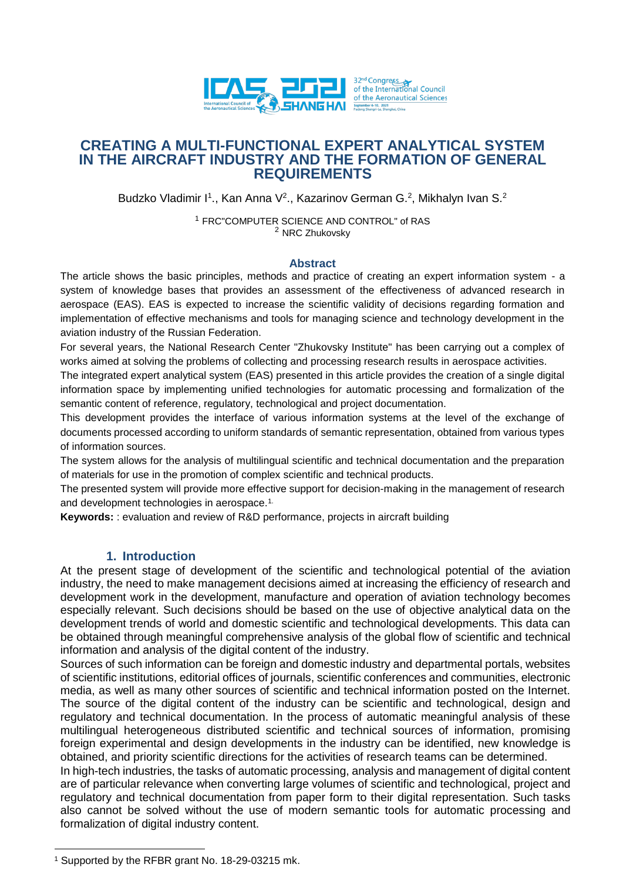# CREATING A MULTI-FUNCTIONAL EXPERT ANALYTICAL SYSTEM IN THE AIRCRAFT INDUSTRY AND THE FORMATION OF GENERAL REQUIREMENTS

Budzko Vladimir I[1]., Kan Anna V[2]., Kazarinov German G.[2], Mikhalyn Ivan S.[2]

[1] FRC"COMPUTER SCIENCE AND CONTROL" of RAS
[2] NRC Zhukovsky

## Abstract

The article shows the basic principles, methods and practice of creating an expert information system - a system of knowledge bases that provides an assessment of the effectiveness of advanced research in aerospace (EAS). EAS is expected to increase the scientific validity of decisions regarding formation and implementation of effective mechanisms and tools for managing science and technology development in the aviation industry of the Russian Federation.

For several years, the National Research Center "Zhukovsky Institute" has been carrying out a complex of works aimed at solving the problems of collecting and processing research results in aerospace activities.

The integrated expert analytical system (EAS) presented in this article provides the creation of a single digital information space by implementing unified technologies for automatic processing and formalization of the semantic content of reference, regulatory, technological and project documentation.

This development provides the interface of various information systems at the level of the exchange of documents processed according to uniform standards of semantic representation, obtained from various types of information sources.

The system allows for the analysis of multilingual scientific and technical documentation and the preparation of materials for use in the promotion of complex scientific and technical products.

The presented system will provide more effective support for decision-making in the management of research and development technologies in aerospace.[1]

**Keywords:** : evaluation and review of R&D performance, projects in aircraft building

## 1. Introduction

At the present stage of development of the scientific and technological potential of the aviation industry, the need to make management decisions aimed at increasing the efficiency of research and development work in the development, manufacture and operation of aviation technology becomes especially relevant. Such decisions should be based on the use of objective analytical data on the development trends of world and domestic scientific and technological developments. This data can be obtained through meaningful comprehensive analysis of the global flow of scientific and technical information and analysis of the digital content of the industry.

Sources of such information can be foreign and domestic industry and departmental portals, websites of scientific institutions, editorial offices of journals, scientific conferences and communities, electronic media, as well as many other sources of scientific and technical information posted on the Internet. The source of the digital content of the industry can be scientific and technological, design and regulatory and technical documentation. In the process of automatic meaningful analysis of these multilingual heterogeneous distributed scientific and technical sources of information, promising foreign experimental and design developments in the industry can be identified, new knowledge is obtained, and priority scientific directions for the activities of research teams can be determined.

In high-tech industries, the tasks of automatic processing, analysis and management of digital content are of particular relevance when converting large volumes of scientific and technological, project and regulatory and technical documentation from paper form to their digital representation. Such tasks also cannot be solved without the use of modern semantic tools for automatic processing and formalization of digital industry content.

[1] Supported by the RFBR grant No. 18-29-03215 mk.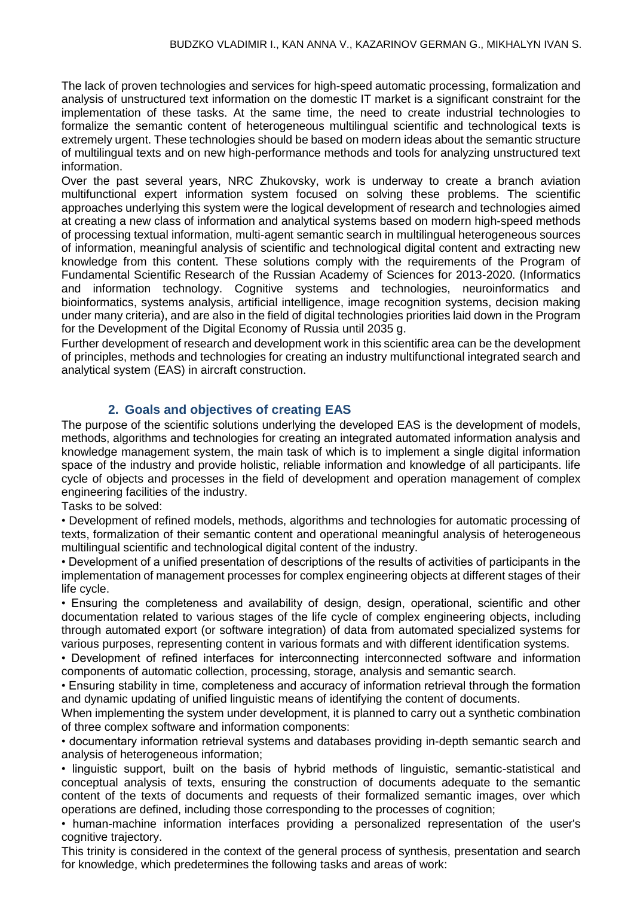The lack of proven technologies and services for high-speed automatic processing, formalization and analysis of unstructured text information on the domestic IT market is a significant constraint for the implementation of these tasks. At the same time, the need to create industrial technologies to formalize the semantic content of heterogeneous multilingual scientific and technological texts is extremely urgent. These technologies should be based on modern ideas about the semantic structure of multilingual texts and on new high-performance methods and tools for analyzing unstructured text information.

Over the past several years, NRC Zhukovsky, work is underway to create a branch aviation multifunctional expert information system focused on solving these problems. The scientific approaches underlying this system were the logical development of research and technologies aimed at creating a new class of information and analytical systems based on modern high-speed methods of processing textual information, multi-agent semantic search in multilingual heterogeneous sources of information, meaningful analysis of scientific and technological digital content and extracting new knowledge from this content. These solutions comply with the requirements of the Program of Fundamental Scientific Research of the Russian Academy of Sciences for 2013-2020. (Informatics and information technology. Cognitive systems and technologies, neuroinformatics and bioinformatics, systems analysis, artificial intelligence, image recognition systems, decision making under many criteria), and are also in the field of digital technologies priorities laid down in the Program for the Development of the Digital Economy of Russia until 2035 g.

Further development of research and development work in this scientific area can be the development of principles, methods and technologies for creating an industry multifunctional integrated search and analytical system (EAS) in aircraft construction.

## 2. Goals and objectives of creating EAS

The purpose of the scientific solutions underlying the developed EAS is the development of models, methods, algorithms and technologies for creating an integrated automated information analysis and knowledge management system, the main task of which is to implement a single digital information space of the industry and provide holistic, reliable information and knowledge of all participants. life cycle of objects and processes in the field of development and operation management of complex engineering facilities of the industry.

Tasks to be solved:

• Development of refined models, methods, algorithms and technologies for automatic processing of texts, formalization of their semantic content and operational meaningful analysis of heterogeneous multilingual scientific and technological digital content of the industry.

• Development of a unified presentation of descriptions of the results of activities of participants in the implementation of management processes for complex engineering objects at different stages of their life cycle.

• Ensuring the completeness and availability of design, design, operational, scientific and other documentation related to various stages of the life cycle of complex engineering objects, including through automated export (or software integration) of data from automated specialized systems for various purposes, representing content in various formats and with different identification systems.

• Development of refined interfaces for interconnecting interconnected software and information components of automatic collection, processing, storage, analysis and semantic search.

• Ensuring stability in time, completeness and accuracy of information retrieval through the formation and dynamic updating of unified linguistic means of identifying the content of documents.

When implementing the system under development, it is planned to carry out a synthetic combination of three complex software and information components:

• documentary information retrieval systems and databases providing in-depth semantic search and analysis of heterogeneous information;

• linguistic support, built on the basis of hybrid methods of linguistic, semantic-statistical and conceptual analysis of texts, ensuring the construction of documents adequate to the semantic content of the texts of documents and requests of their formalized semantic images, over which operations are defined, including those corresponding to the processes of cognition;

• human-machine information interfaces providing a personalized representation of the user's cognitive trajectory.

This trinity is considered in the context of the general process of synthesis, presentation and search for knowledge, which predetermines the following tasks and areas of work: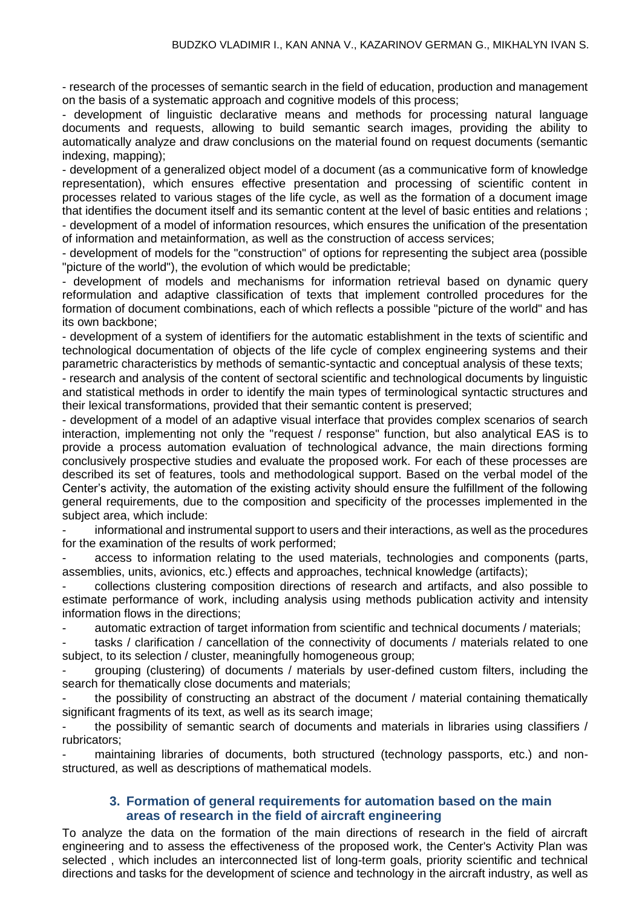- research of the processes of semantic search in the field of education, production and management on the basis of a systematic approach and cognitive models of this process;

- development of linguistic declarative means and methods for processing natural language documents and requests, allowing to build semantic search images, providing the ability to automatically analyze and draw conclusions on the material found on request documents (semantic indexing, mapping);

- development of a generalized object model of a document (as a communicative form of knowledge representation), which ensures effective presentation and processing of scientific content in processes related to various stages of the life cycle, as well as the formation of a document image that identifies the document itself and its semantic content at the level of basic entities and relations ;

- development of a model of information resources, which ensures the unification of the presentation of information and metainformation, as well as the construction of access services;

- development of models for the "construction" of options for representing the subject area (possible "picture of the world"), the evolution of which would be predictable;

- development of models and mechanisms for information retrieval based on dynamic query reformulation and adaptive classification of texts that implement controlled procedures for the formation of document combinations, each of which reflects a possible "picture of the world" and has its own backbone;

- development of a system of identifiers for the automatic establishment in the texts of scientific and technological documentation of objects of the life cycle of complex engineering systems and their parametric characteristics by methods of semantic-syntactic and conceptual analysis of these texts;

- research and analysis of the content of sectoral scientific and technological documents by linguistic and statistical methods in order to identify the main types of terminological syntactic structures and their lexical transformations, provided that their semantic content is preserved;

- development of a model of an adaptive visual interface that provides complex scenarios of search interaction, implementing not only the "request / response" function, but also analytical EAS is to provide a process automation evaluation of technological advance, the main directions forming conclusively prospective studies and evaluate the proposed work. For each of these processes are described its set of features, tools and methodological support. Based on the verbal model of the Center's activity, the automation of the existing activity should ensure the fulfillment of the following general requirements, due to the composition and specificity of the processes implemented in the subject area, which include:

- informational and instrumental support to users and their interactions, as well as the procedures for the examination of the results of work performed;
- access to information relating to the used materials, technologies and components (parts, assemblies, units, avionics, etc.) effects and approaches, technical knowledge (artifacts);
- collections clustering composition directions of research and artifacts, and also possible to estimate performance of work, including analysis using methods publication activity and intensity information flows in the directions;
- automatic extraction of target information from scientific and technical documents / materials;
- tasks / clarification / cancellation of the connectivity of documents / materials related to one subject, to its selection / cluster, meaningfully homogeneous group;
- grouping (clustering) of documents / materials by user-defined custom filters, including the search for thematically close documents and materials;
- the possibility of constructing an abstract of the document / material containing thematically significant fragments of its text, as well as its search image;
- the possibility of semantic search of documents and materials in libraries using classifiers / rubricators;
- maintaining libraries of documents, both structured (technology passports, etc.) and non-structured, as well as descriptions of mathematical models.

## 3. Formation of general requirements for automation based on the main areas of research in the field of aircraft engineering

To analyze the data on the formation of the main directions of research in the field of aircraft engineering and to assess the effectiveness of the proposed work, the Center's Activity Plan was selected , which includes an interconnected list of long-term goals, priority scientific and technical directions and tasks for the development of science and technology in the aircraft industry, as well as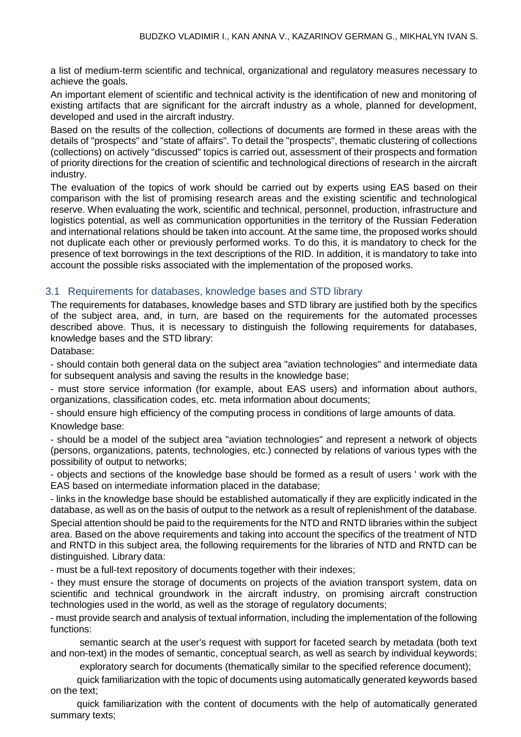a list of medium-term scientific and technical, organizational and regulatory measures necessary to achieve the goals.

An important element of scientific and technical activity is the identification of new and monitoring of existing artifacts that are significant for the aircraft industry as a whole, planned for development, developed and used in the aircraft industry.

Based on the results of the collection, collections of documents are formed in these areas with the details of "prospects" and "state of affairs". To detail the "prospects", thematic clustering of collections (collections) on actively "discussed" topics is carried out, assessment of their prospects and formation of priority directions for the creation of scientific and technological directions of research in the aircraft industry.

The evaluation of the topics of work should be carried out by experts using EAS based on their comparison with the list of promising research areas and the existing scientific and technological reserve. When evaluating the work, scientific and technical, personnel, production, infrastructure and logistics potential, as well as communication opportunities in the territory of the Russian Federation and international relations should be taken into account. At the same time, the proposed works should not duplicate each other or previously performed works. To do this, it is mandatory to check for the presence of text borrowings in the text descriptions of the RID. In addition, it is mandatory to take into account the possible risks associated with the implementation of the proposed works.

## 3.1 Requirements for databases, knowledge bases and STD library

The requirements for databases, knowledge bases and STD library are justified both by the specifics of the subject area, and, in turn, are based on the requirements for the automated processes described above. Thus, it is necessary to distinguish the following requirements for databases, knowledge bases and the STD library:

Database:

- should contain both general data on the subject area "aviation technologies" and intermediate data for subsequent analysis and saving the results in the knowledge base;
- must store service information (for example, about EAS users) and information about authors, organizations, classification codes, etc. meta information about documents;
- should ensure high efficiency of the computing process in conditions of large amounts of data.

Knowledge base:

- should be a model of the subject area "aviation technologies" and represent a network of objects (persons, organizations, patents, technologies, etc.) connected by relations of various types with the possibility of output to networks;
- objects and sections of the knowledge base should be formed as a result of users ' work with the EAS based on intermediate information placed in the database;
- links in the knowledge base should be established automatically if they are explicitly indicated in the database, as well as on the basis of output to the network as a result of replenishment of the database.

Special attention should be paid to the requirements for the NTD and RNTD libraries within the subject area. Based on the above requirements and taking into account the specifics of the treatment of NTD and RNTD in this subject area, the following requirements for the libraries of NTD and RNTD can be distinguished. Library data:

- must be a full-text repository of documents together with their indexes;
- they must ensure the storage of documents on projects of the aviation transport system, data on scientific and technical groundwork in the aircraft industry, on promising aircraft construction technologies used in the world, as well as the storage of regulatory documents;
- must provide search and analysis of textual information, including the implementation of the following functions:
  - semantic search at the user's request with support for faceted search by metadata (both text and non-text) in the modes of semantic, conceptual search, as well as search by individual keywords;
  - exploratory search for documents (thematically similar to the specified reference document);
  - quick familiarization with the topic of documents using automatically generated keywords based on the text;
  - quick familiarization with the content of documents with the help of automatically generated summary texts;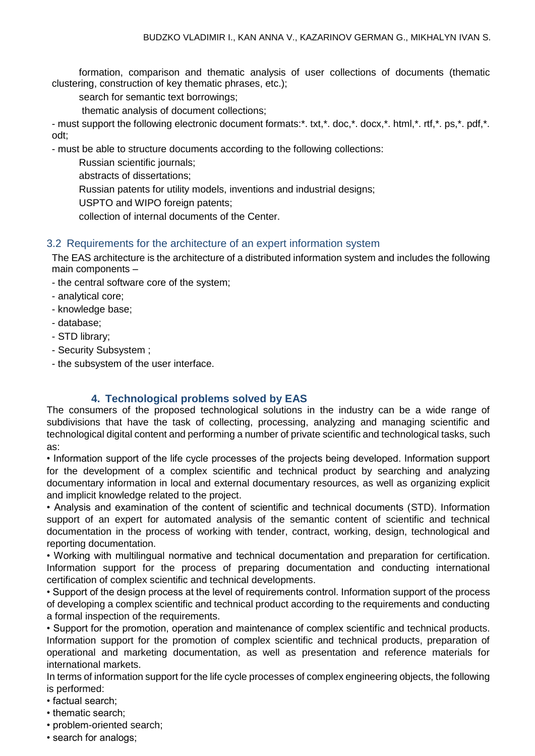formation, comparison and thematic analysis of user collections of documents (thematic clustering, construction of key thematic phrases, etc.);

search for semantic text borrowings;

thematic analysis of document collections;

- must support the following electronic document formats:*. txt,*. doc,*. docx,*. html,*. rtf,*. ps,*. pdf,*. odt;
- must be able to structure documents according to the following collections:

Russian scientific journals;

abstracts of dissertations;

Russian patents for utility models, inventions and industrial designs;

USPTO and WIPO foreign patents;

collection of internal documents of the Center.

## 3.2 Requirements for the architecture of an expert information system

The EAS architecture is the architecture of a distributed information system and includes the following main components –

- the central software core of the system;
- analytical core;
- knowledge base;
- database;
- STD library;
- Security Subsystem ;
- the subsystem of the user interface.

# 4. Technological problems solved by EAS

The consumers of the proposed technological solutions in the industry can be a wide range of subdivisions that have the task of collecting, processing, analyzing and managing scientific and technological digital content and performing a number of private scientific and technological tasks, such as:

• Information support of the life cycle processes of the projects being developed. Information support for the development of a complex scientific and technical product by searching and analyzing documentary information in local and external documentary resources, as well as organizing explicit and implicit knowledge related to the project.

• Analysis and examination of the content of scientific and technical documents (STD). Information support of an expert for automated analysis of the semantic content of scientific and technical documentation in the process of working with tender, contract, working, design, technological and reporting documentation.

• Working with multilingual normative and technical documentation and preparation for certification. Information support for the process of preparing documentation and conducting international certification of complex scientific and technical developments.

• Support of the design process at the level of requirements control. Information support of the process of developing a complex scientific and technical product according to the requirements and conducting a formal inspection of the requirements.

• Support for the promotion, operation and maintenance of complex scientific and technical products. Information support for the promotion of complex scientific and technical products, preparation of operational and marketing documentation, as well as presentation and reference materials for international markets.

In terms of information support for the life cycle processes of complex engineering objects, the following is performed:

• factual search;
• thematic search;
• problem-oriented search;
• search for analogs;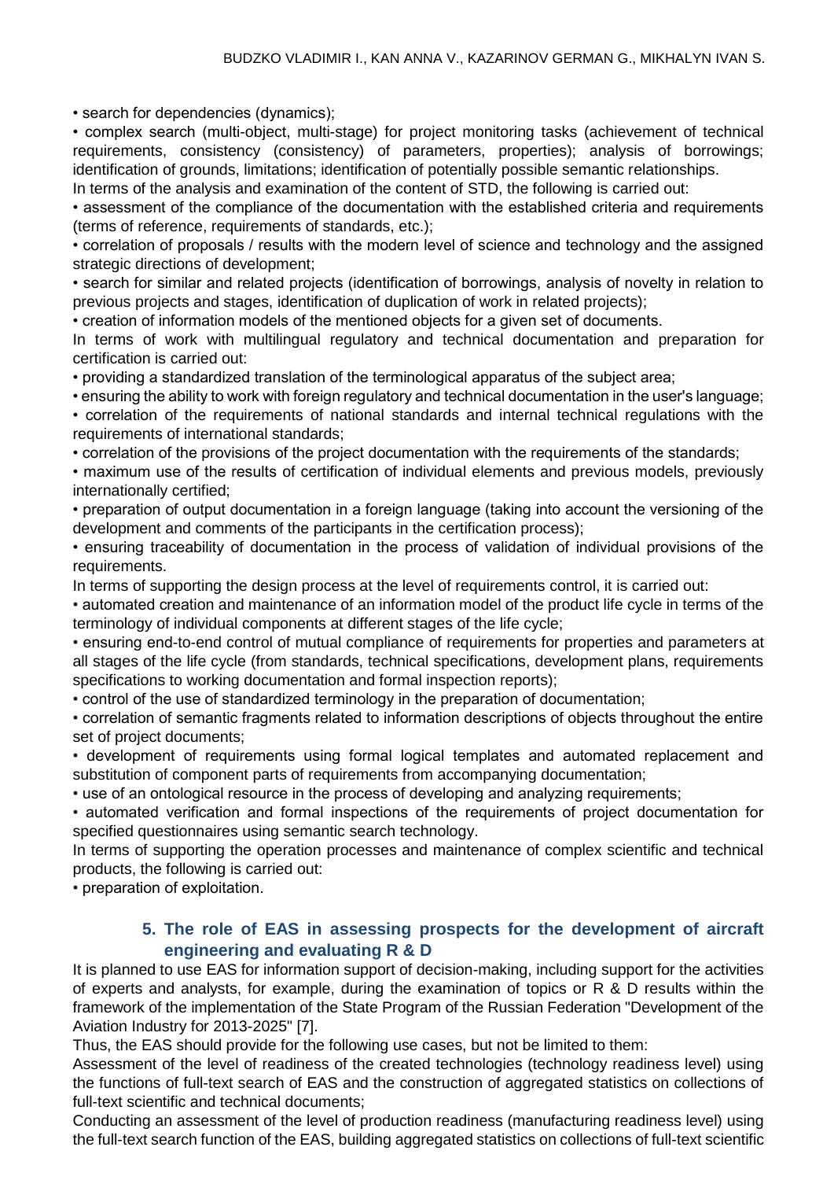• search for dependencies (dynamics);

• complex search (multi-object, multi-stage) for project monitoring tasks (achievement of technical requirements, consistency (consistency) of parameters, properties); analysis of borrowings; identification of grounds, limitations; identification of potentially possible semantic relationships.

In terms of the analysis and examination of the content of STD, the following is carried out:

• assessment of the compliance of the documentation with the established criteria and requirements (terms of reference, requirements of standards, etc.);

• correlation of proposals / results with the modern level of science and technology and the assigned strategic directions of development;

• search for similar and related projects (identification of borrowings, analysis of novelty in relation to previous projects and stages, identification of duplication of work in related projects);

• creation of information models of the mentioned objects for a given set of documents.

In terms of work with multilingual regulatory and technical documentation and preparation for certification is carried out:

• providing a standardized translation of the terminological apparatus of the subject area;

• ensuring the ability to work with foreign regulatory and technical documentation in the user's language;

• correlation of the requirements of national standards and internal technical regulations with the requirements of international standards;

• correlation of the provisions of the project documentation with the requirements of the standards;

• maximum use of the results of certification of individual elements and previous models, previously internationally certified;

• preparation of output documentation in a foreign language (taking into account the versioning of the development and comments of the participants in the certification process);

• ensuring traceability of documentation in the process of validation of individual provisions of the requirements.

In terms of supporting the design process at the level of requirements control, it is carried out:

• automated creation and maintenance of an information model of the product life cycle in terms of the terminology of individual components at different stages of the life cycle;

• ensuring end-to-end control of mutual compliance of requirements for properties and parameters at all stages of the life cycle (from standards, technical specifications, development plans, requirements specifications to working documentation and formal inspection reports);

• control of the use of standardized terminology in the preparation of documentation;

• correlation of semantic fragments related to information descriptions of objects throughout the entire set of project documents;

• development of requirements using formal logical templates and automated replacement and substitution of component parts of requirements from accompanying documentation;

• use of an ontological resource in the process of developing and analyzing requirements;

• automated verification and formal inspections of the requirements of project documentation for specified questionnaires using semantic search technology.

In terms of supporting the operation processes and maintenance of complex scientific and technical products, the following is carried out:

• preparation of exploitation.

## 5. The role of EAS in assessing prospects for the development of aircraft engineering and evaluating R & D

It is planned to use EAS for information support of decision-making, including support for the activities of experts and analysts, for example, during the examination of topics or R & D results within the framework of the implementation of the State Program of the Russian Federation "Development of the Aviation Industry for 2013-2025" [7].

Thus, the EAS should provide for the following use cases, but not be limited to them:

Assessment of the level of readiness of the created technologies (technology readiness level) using the functions of full-text search of EAS and the construction of aggregated statistics on collections of full-text scientific and technical documents;

Conducting an assessment of the level of production readiness (manufacturing readiness level) using the full-text search function of the EAS, building aggregated statistics on collections of full-text scientific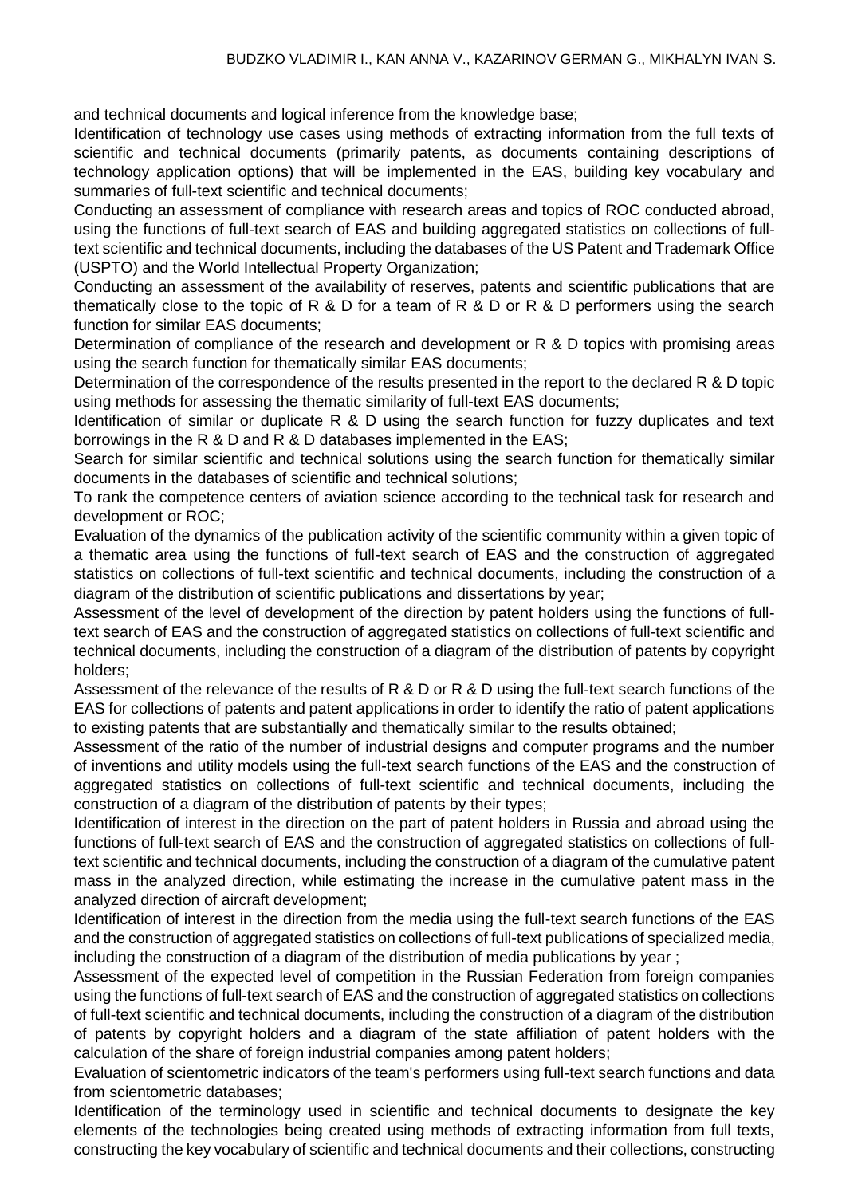and technical documents and logical inference from the knowledge base;

Identification of technology use cases using methods of extracting information from the full texts of scientific and technical documents (primarily patents, as documents containing descriptions of technology application options) that will be implemented in the EAS, building key vocabulary and summaries of full-text scientific and technical documents;

Conducting an assessment of compliance with research areas and topics of ROC conducted abroad, using the functions of full-text search of EAS and building aggregated statistics on collections of full-text scientific and technical documents, including the databases of the US Patent and Trademark Office (USPTO) and the World Intellectual Property Organization;

Conducting an assessment of the availability of reserves, patents and scientific publications that are thematically close to the topic of R & D for a team of R & D or R & D performers using the search function for similar EAS documents;

Determination of compliance of the research and development or R & D topics with promising areas using the search function for thematically similar EAS documents;

Determination of the correspondence of the results presented in the report to the declared R & D topic using methods for assessing the thematic similarity of full-text EAS documents;

Identification of similar or duplicate R & D using the search function for fuzzy duplicates and text borrowings in the R & D and R & D databases implemented in the EAS;

Search for similar scientific and technical solutions using the search function for thematically similar documents in the databases of scientific and technical solutions;

To rank the competence centers of aviation science according to the technical task for research and development or ROC;

Evaluation of the dynamics of the publication activity of the scientific community within a given topic of a thematic area using the functions of full-text search of EAS and the construction of aggregated statistics on collections of full-text scientific and technical documents, including the construction of a diagram of the distribution of scientific publications and dissertations by year;

Assessment of the level of development of the direction by patent holders using the functions of full-text search of EAS and the construction of aggregated statistics on collections of full-text scientific and technical documents, including the construction of a diagram of the distribution of patents by copyright holders;

Assessment of the relevance of the results of R & D or R & D using the full-text search functions of the EAS for collections of patents and patent applications in order to identify the ratio of patent applications to existing patents that are substantially and thematically similar to the results obtained;

Assessment of the ratio of the number of industrial designs and computer programs and the number of inventions and utility models using the full-text search functions of the EAS and the construction of aggregated statistics on collections of full-text scientific and technical documents, including the construction of a diagram of the distribution of patents by their types;

Identification of interest in the direction on the part of patent holders in Russia and abroad using the functions of full-text search of EAS and the construction of aggregated statistics on collections of full-text scientific and technical documents, including the construction of a diagram of the cumulative patent mass in the analyzed direction, while estimating the increase in the cumulative patent mass in the analyzed direction of aircraft development;

Identification of interest in the direction from the media using the full-text search functions of the EAS and the construction of aggregated statistics on collections of full-text publications of specialized media, including the construction of a diagram of the distribution of media publications by year ;

Assessment of the expected level of competition in the Russian Federation from foreign companies using the functions of full-text search of EAS and the construction of aggregated statistics on collections of full-text scientific and technical documents, including the construction of a diagram of the distribution of patents by copyright holders and a diagram of the state affiliation of patent holders with the calculation of the share of foreign industrial companies among patent holders;

Evaluation of scientometric indicators of the team's performers using full-text search functions and data from scientometric databases;

Identification of the terminology used in scientific and technical documents to designate the key elements of the technologies being created using methods of extracting information from full texts, constructing the key vocabulary of scientific and technical documents and their collections, constructing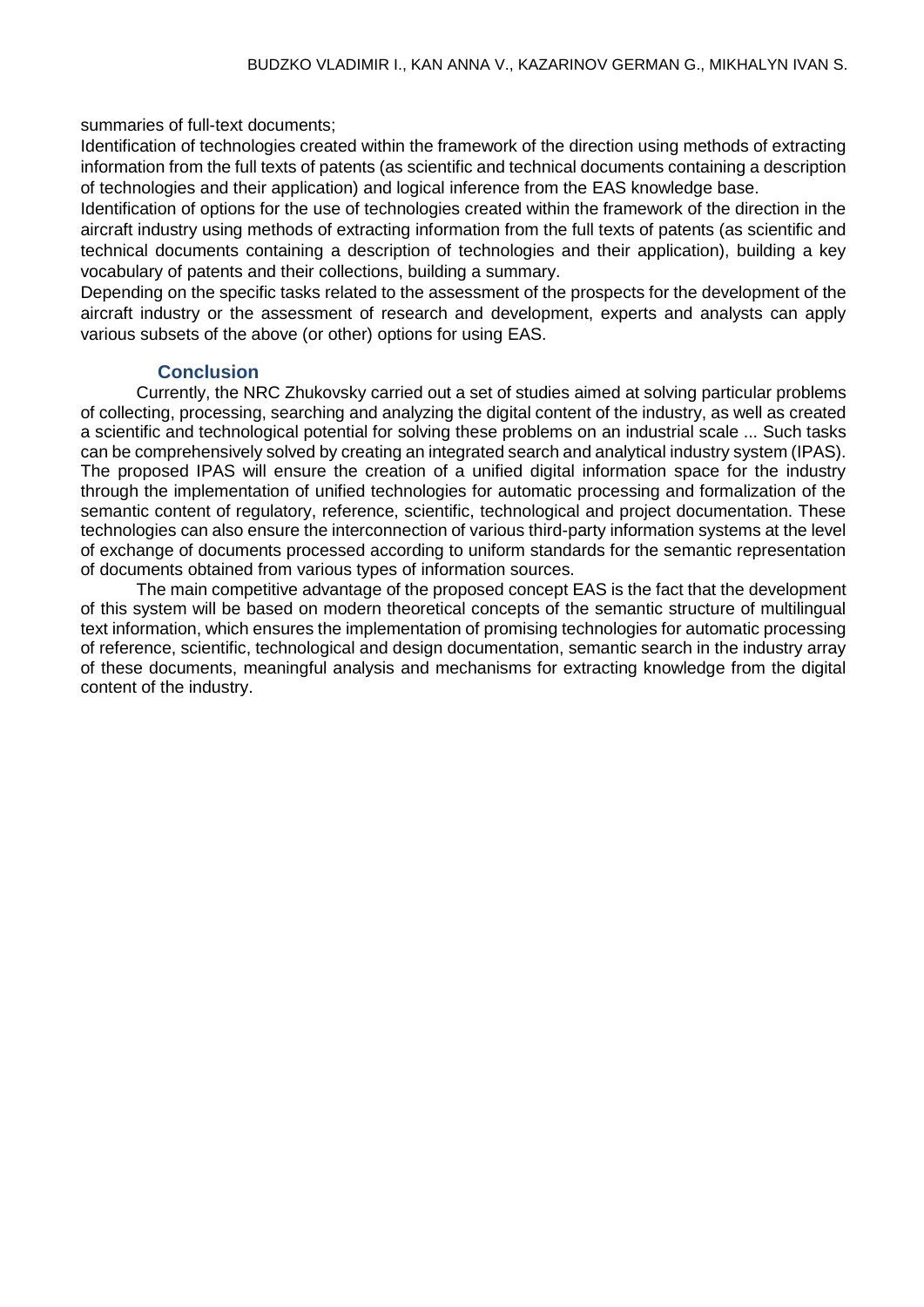summaries of full-text documents;

Identification of technologies created within the framework of the direction using methods of extracting information from the full texts of patents (as scientific and technical documents containing a description of technologies and their application) and logical inference from the EAS knowledge base.

Identification of options for the use of technologies created within the framework of the direction in the aircraft industry using methods of extracting information from the full texts of patents (as scientific and technical documents containing a description of technologies and their application), building a key vocabulary of patents and their collections, building a summary.

Depending on the specific tasks related to the assessment of the prospects for the development of the aircraft industry or the assessment of research and development, experts and analysts can apply various subsets of the above (or other) options for using EAS.

## Conclusion

Currently, the NRC Zhukovsky carried out a set of studies aimed at solving particular problems of collecting, processing, searching and analyzing the digital content of the industry, as well as created a scientific and technological potential for solving these problems on an industrial scale ... Such tasks can be comprehensively solved by creating an integrated search and analytical industry system (IPAS). The proposed IPAS will ensure the creation of a unified digital information space for the industry through the implementation of unified technologies for automatic processing and formalization of the semantic content of regulatory, reference, scientific, technological and project documentation. These technologies can also ensure the interconnection of various third-party information systems at the level of exchange of documents processed according to uniform standards for the semantic representation of documents obtained from various types of information sources.

The main competitive advantage of the proposed concept EAS is the fact that the development of this system will be based on modern theoretical concepts of the semantic structure of multilingual text information, which ensures the implementation of promising technologies for automatic processing of reference, scientific, technological and design documentation, semantic search in the industry array of these documents, meaningful analysis and mechanisms for extracting knowledge from the digital content of the industry.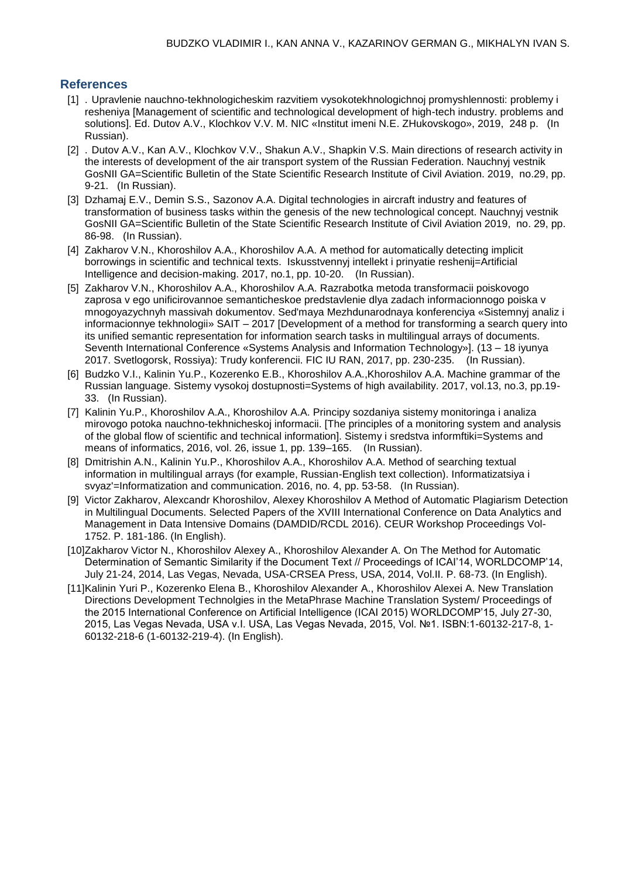## References

[1] . Upravlenie nauchno-tekhnologicheskim razvitiem vysokotekhnologichnoj promyshlennosti: problemy i resheniya [Management of scientific and technological development of high-tech industry. problems and solutions]. Ed. Dutov A.V., Klochkov V.V. M. NIC «Institut imeni N.E. ZHukovskogo», 2019, 248 p. (In Russian).

[2] . Dutov A.V., Kan A.V., Klochkov V.V., Shakun A.V., Shapkin V.S. Main directions of research activity in the interests of development of the air transport system of the Russian Federation. Nauchnyj vestnik GosNII GA=Scientific Bulletin of the State Scientific Research Institute of Civil Aviation. 2019, no.29, pp. 9-21. (In Russian).

[3] Dzhamaj E.V., Demin S.S., Sazonov A.A. Digital technologies in aircraft industry and features of transformation of business tasks within the genesis of the new technological concept. Nauchnyj vestnik GosNII GA=Scientific Bulletin of the State Scientific Research Institute of Civil Aviation 2019, no. 29, pp. 86-98. (In Russian).

[4] Zakharov V.N., Khoroshilov A.A., Khoroshilov A.A. A method for automatically detecting implicit borrowings in scientific and technical texts. Iskusstvennyj intellekt i prinyatie reshenij=Artificial Intelligence and decision-making. 2017, no.1, pp. 10-20. (In Russian).

[5] Zakharov V.N., Khoroshilov A.A., Khoroshilov A.A. Razrabotka metoda transformacii poiskovogo zaprosa v ego unificirovannoe semanticheskoe predstavlenie dlya zadach informacionnogo poiska v mnogoyazychnyh massivah dokumentov. Sed'maya Mezhdunarodnaya konferenciya «Sistemnyj analiz i informacionnye tekhnologii» SAIT – 2017 [Development of a method for transforming a search query into its unified semantic representation for information search tasks in multilingual arrays of documents. Seventh International Conference «Systems Analysis and Information Technology»]. (13 – 18 iyunya 2017. Svetlogorsk, Rossiya): Trudy konferencii. FIC IU RAN, 2017, pp. 230-235. (In Russian).

[6] Budzko V.I., Kalinin Yu.P., Kozerenko E.B., Khoroshilov A.A.,Khoroshilov A.A. Machine grammar of the Russian language. Sistemy vysokoj dostupnosti=Systems of high availability. 2017, vol.13, no.3, pp.19-33. (In Russian).

[7] Kalinin Yu.P., Khoroshilov A.A., Khoroshilov A.A. Principy sozdaniya sistemy monitoringa i analiza mirovogo potoka nauchno-tekhnicheskoj informacii. [The principles of a monitoring system and analysis of the global flow of scientific and technical information]. Sistemy i sredstva informftiki=Systems and means of informatics, 2016, vol. 26, issue 1, pp. 139–165. (In Russian).

[8] Dmitrishin A.N., Kalinin Yu.P., Khoroshilov A.A., Khoroshilov A.A. Method of searching textual information in multilingual arrays (for example, Russian-English text collection). Informatizatsiya i svyaz'=Informatization and communication. 2016, no. 4, pp. 53-58. (In Russian).

[9] Victor Zakharov, Alexcandr Khoroshilov, Alexey Khoroshilov A Method of Automatic Plagiarism Detection in Multilingual Documents. Selected Papers of the XVIII International Conference on Data Analytics and Management in Data Intensive Domains (DAMDID/RCDL 2016). CEUR Workshop Proceedings Vol-1752. P. 181-186. (In English).

[10] Zakharov Victor N., Khoroshilov Alexey A., Khoroshilov Alexander A. On The Method for Automatic Determination of Semantic Similarity if the Document Text // Proceedings of ICAI'14, WORLDCOMP'14, July 21-24, 2014, Las Vegas, Nevada, USA-CRSEA Press, USA, 2014, Vol.II. P. 68-73. (In English).

[11] Kalinin Yuri P., Kozerenko Elena B., Khoroshilov Alexander A., Khoroshilov Alexei A. New Translation Directions Development Technolgies in the MetaPhrase Machine Translation System/ Proceedings of the 2015 International Conference on Artificial Intelligence (ICAI 2015) WORLDCOMP'15, July 27-30, 2015, Las Vegas Nevada, USA v.I. USA, Las Vegas Nevada, 2015, Vol. №1. ISBN:1-60132-217-8, 1-60132-218-6 (1-60132-219-4). (In English).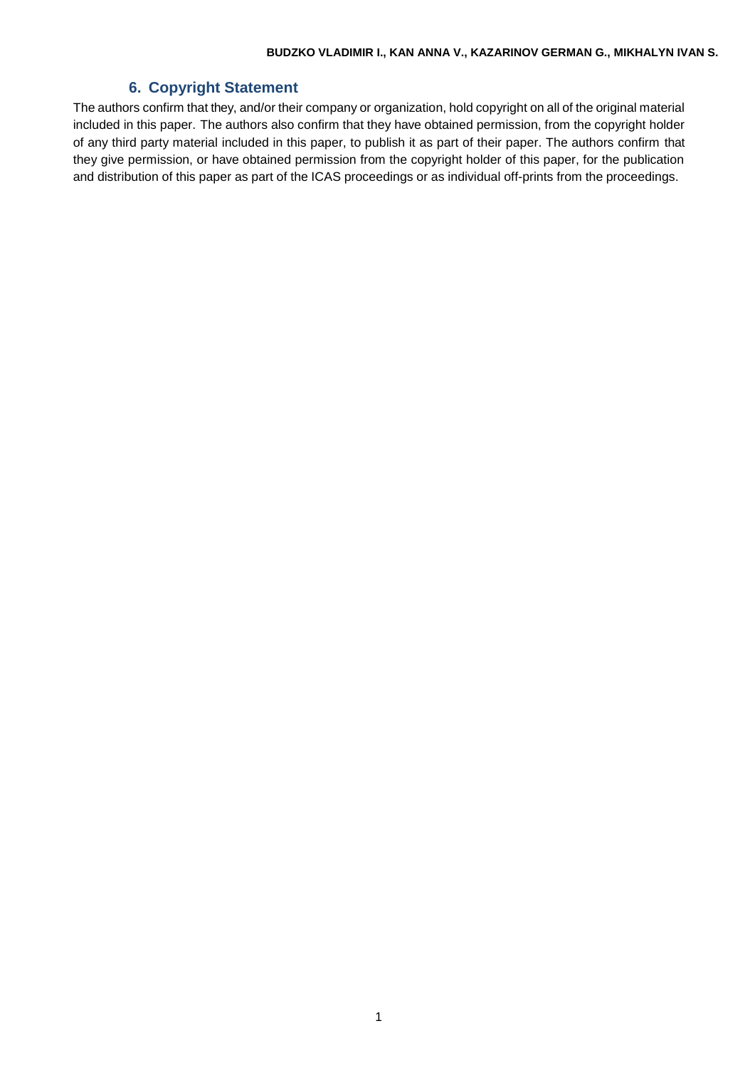## 6. Copyright Statement

The authors confirm that they, and/or their company or organization, hold copyright on all of the original material included in this paper. The authors also confirm that they have obtained permission, from the copyright holder of any third party material included in this paper, to publish it as part of their paper. The authors confirm that they give permission, or have obtained permission from the copyright holder of this paper, for the publication and distribution of this paper as part of the ICAS proceedings or as individual off-prints from the proceedings.